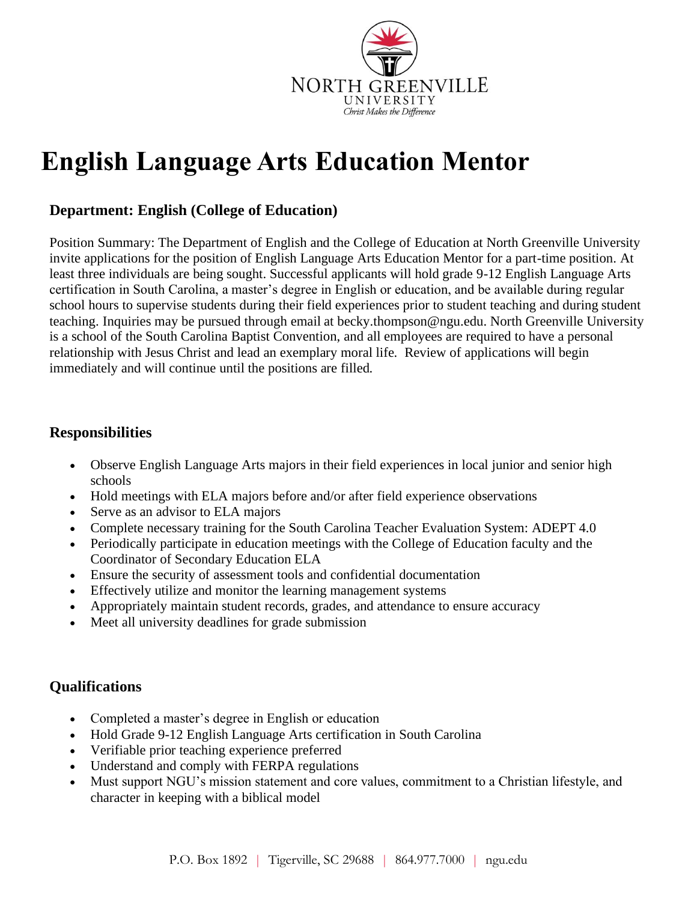NORTH GREENVILLE UNIVERSITY
*Christ Makes the Difference*

# English Language Arts Education Mentor

### Department: English (College of Education)

Position Summary: The Department of English and the College of Education at North Greenville University invite applications for the position of English Language Arts Education Mentor for a part-time position. At least three individuals are being sought. Successful applicants will hold grade 9-12 English Language Arts certification in South Carolina, a master's degree in English or education, and be available during regular school hours to supervise students during their field experiences prior to student teaching and during student teaching. Inquiries may be pursued through email at becky.thompson@ngu.edu. North Greenville University is a school of the South Carolina Baptist Convention, and all employees are required to have a personal relationship with Jesus Christ and lead an exemplary moral life. Review of applications will begin immediately and will continue until the positions are filled.

### Responsibilities

- Observe English Language Arts majors in their field experiences in local junior and senior high schools
- Hold meetings with ELA majors before and/or after field experience observations
- Serve as an advisor to ELA majors
- Complete necessary training for the South Carolina Teacher Evaluation System: ADEPT 4.0
- Periodically participate in education meetings with the College of Education faculty and the Coordinator of Secondary Education ELA
- Ensure the security of assessment tools and confidential documentation
- Effectively utilize and monitor the learning management systems
- Appropriately maintain student records, grades, and attendance to ensure accuracy
- Meet all university deadlines for grade submission

### Qualifications

- Completed a master's degree in English or education
- Hold Grade 9-12 English Language Arts certification in South Carolina
- Verifiable prior teaching experience preferred
- Understand and comply with FERPA regulations
- Must support NGU's mission statement and core values, commitment to a Christian lifestyle, and character in keeping with a biblical model

P.O. Box 1892 | Tigerville, SC 29688 | 864.977.7000 | ngu.edu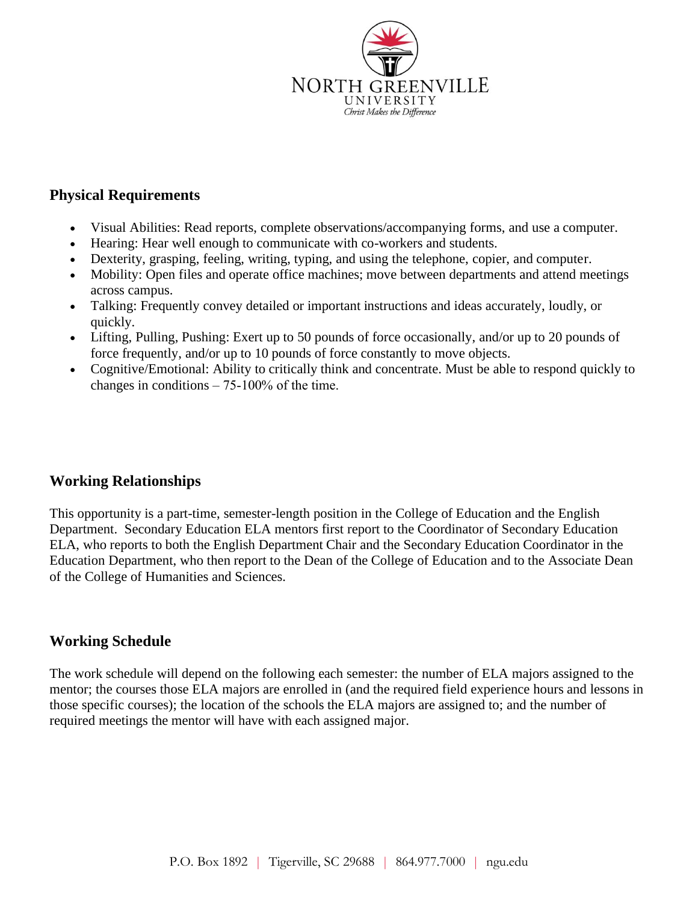## Physical Requirements

- Visual Abilities: Read reports, complete observations/accompanying forms, and use a computer.
- Hearing: Hear well enough to communicate with co-workers and students.
- Dexterity, grasping, feeling, writing, typing, and using the telephone, copier, and computer.
- Mobility: Open files and operate office machines; move between departments and attend meetings across campus.
- Talking: Frequently convey detailed or important instructions and ideas accurately, loudly, or quickly.
- Lifting, Pulling, Pushing: Exert up to 50 pounds of force occasionally, and/or up to 20 pounds of force frequently, and/or up to 10 pounds of force constantly to move objects.
- Cognitive/Emotional: Ability to critically think and concentrate. Must be able to respond quickly to changes in conditions – 75-100% of the time.

## Working Relationships

This opportunity is a part-time, semester-length position in the College of Education and the English Department. Secondary Education ELA mentors first report to the Coordinator of Secondary Education ELA, who reports to both the English Department Chair and the Secondary Education Coordinator in the Education Department, who then report to the Dean of the College of Education and to the Associate Dean of the College of Humanities and Sciences.

## Working Schedule

The work schedule will depend on the following each semester: the number of ELA majors assigned to the mentor; the courses those ELA majors are enrolled in (and the required field experience hours and lessons in those specific courses); the location of the schools the ELA majors are assigned to; and the number of required meetings the mentor will have with each assigned major.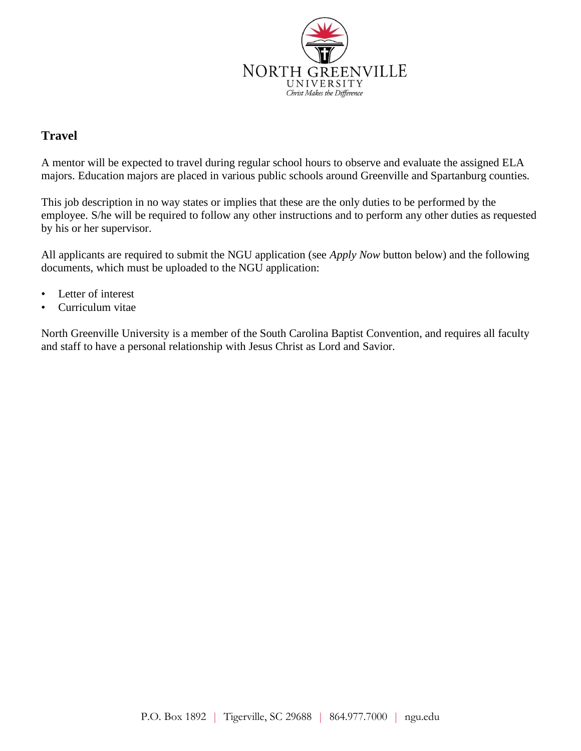## Travel

A mentor will be expected to travel during regular school hours to observe and evaluate the assigned ELA majors. Education majors are placed in various public schools around Greenville and Spartanburg counties.

This job description in no way states or implies that these are the only duties to be performed by the employee. S/he will be required to follow any other instructions and to perform any other duties as requested by his or her supervisor.

All applicants are required to submit the NGU application (see *Apply Now* button below) and the following documents, which must be uploaded to the NGU application:

- Letter of interest
- Curriculum vitae

North Greenville University is a member of the South Carolina Baptist Convention, and requires all faculty and staff to have a personal relationship with Jesus Christ as Lord and Savior.